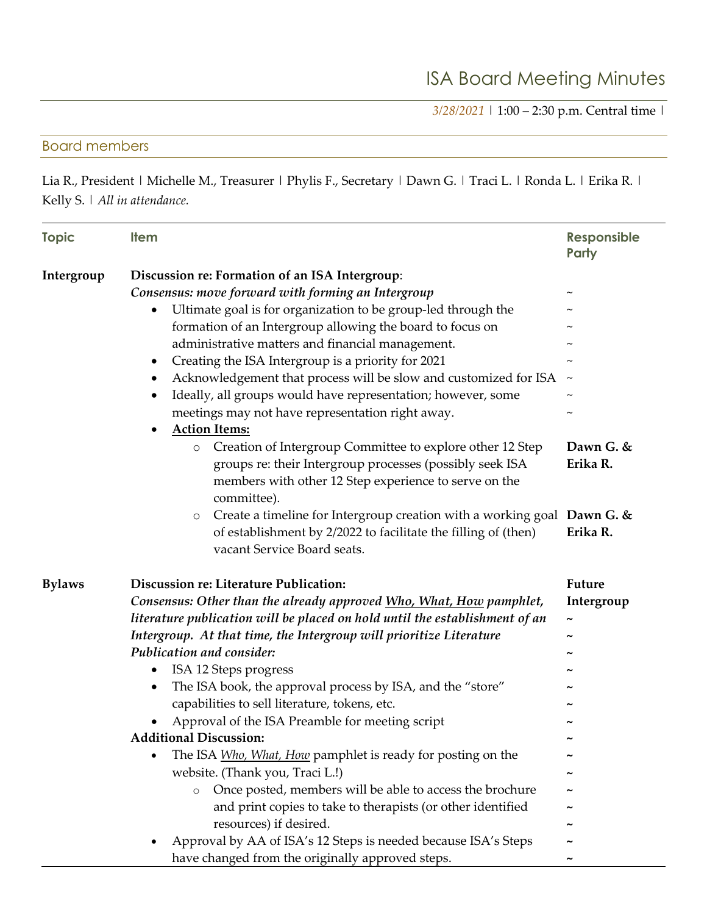# ISA Board Meeting Minutes

*3/28/2021* | 1:00 – 2:30 p.m. Central time |

## Board members

Lia R., President | Michelle M., Treasurer | Phylis F., Secretary | Dawn G. | Traci L. | Ronda L. | Erika R. | Kelly S. | *All in attendance.*

| Topic | Item | Responsible Party |
|---|---|---|
| **Intergroup** | **Discussion re: Formation of an ISA Intergroup**:<br>***Consensus: move forward with forming an Intergroup***<br>• Ultimate goal is for organization to be group-led through the formation of an Intergroup allowing the board to focus on administrative matters and financial management.<br>• Creating the ISA Intergroup is a priority for 2021<br>• Acknowledgement that process will be slow and customized for ISA<br>• Ideally, all groups would have representation; however, some meetings may not have representation right away.<br>• **Action Items:** | ~ |
| | ○ Creation of Intergroup Committee to explore other 12 Step groups re: their Intergroup processes (possibly seek ISA members with other 12 Step experience to serve on the committee). | **Dawn G. & Erika R.** |
| | ○ Create a timeline for Intergroup creation with a working goal of establishment by 2/2022 to facilitate the filling of (then) vacant Service Board seats. | **Dawn G. & Erika R.** |
| **Bylaws** | **Discussion re: Literature Publication:**<br>***Consensus: Other than the already approved Who, What, How pamphlet, literature publication will be placed on hold until the establishment of an Intergroup. At that time, the Intergroup will prioritize Literature Publication and consider:***<br>• ISA 12 Steps progress<br>• The ISA book, the approval process by ISA, and the "store" capabilities to sell literature, tokens, etc.<br>• Approval of the ISA Preamble for meeting script<br>**Additional Discussion:**<br>• The ISA *Who, What, How* pamphlet is ready for posting on the website. (Thank you, Traci L.!)<br>○ Once posted, members will be able to access the brochure and print copies to take to therapists (or other identified resources) if desired.<br>• Approval by AA of ISA's 12 Steps is needed because ISA's Steps have changed from the originally approved steps. | **Future Intergroup** ~ |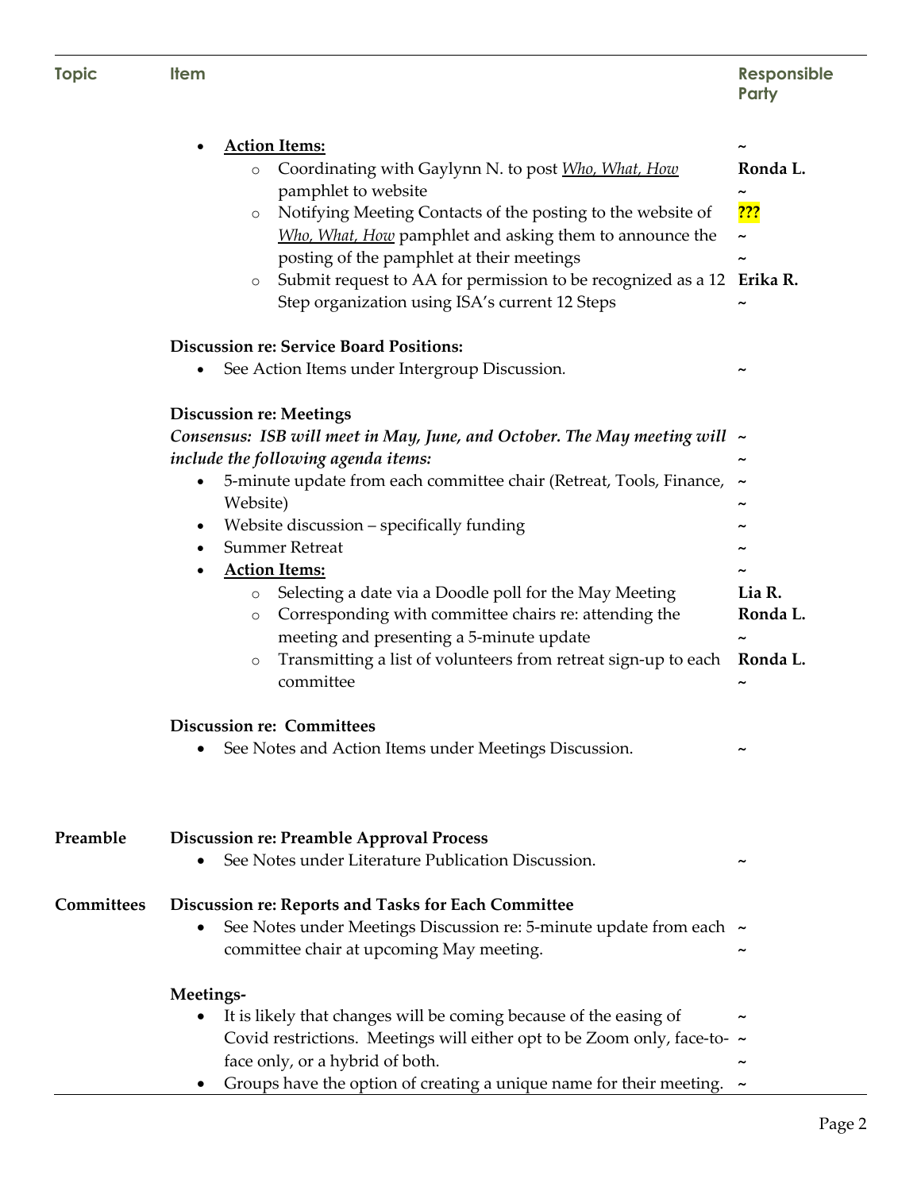| Topic | Item | Responsible Party |
|---|---|---|
| | • **Action Items:** | ~ |
| | ○ Coordinating with Gaylynn N. to post *Who, What, How* pamphlet to website | **Ronda L.** ~ |
| | ○ Notifying Meeting Contacts of the posting to the website of *Who, What, How* pamphlet and asking them to announce the posting of the pamphlet at their meetings | **???** ~ ~ |
| | ○ Submit request to AA for permission to be recognized as a 12 Step organization using ISA's current 12 Steps | **Erika R.** ~ |
| | **Discussion re: Service Board Positions:** | |
| | • See Action Items under Intergroup Discussion. | ~ |
| | **Discussion re: Meetings** | |
| | ***Consensus: ISB will meet in May, June, and October. The May meeting will include the following agenda items:*** | ~ ~ |
| | • 5-minute update from each committee chair (Retreat, Tools, Finance, Website) | ~ ~ |
| | • Website discussion – specifically funding | ~ |
| | • Summer Retreat | ~ |
| | • **Action Items:** | ~ |
| | ○ Selecting a date via a Doodle poll for the May Meeting | **Lia R.** |
| | ○ Corresponding with committee chairs re: attending the meeting and presenting a 5-minute update | **Ronda L.** ~ |
| | ○ Transmitting a list of volunteers from retreat sign-up to each committee | **Ronda L.** ~ |
| | **Discussion re: Committees** | |
| | • See Notes and Action Items under Meetings Discussion. | ~ |
| **Preamble** | **Discussion re: Preamble Approval Process** | |
| | • See Notes under Literature Publication Discussion. | ~ |
| **Committees** | **Discussion re: Reports and Tasks for Each Committee** | |
| | • See Notes under Meetings Discussion re: 5-minute update from each committee chair at upcoming May meeting. | ~ ~ |
| | **Meetings-** | |
| | • It is likely that changes will be coming because of the easing of Covid restrictions. Meetings will either opt to be Zoom only, face-to-face only, or a hybrid of both. | ~ ~ ~ |
| | • Groups have the option of creating a unique name for their meeting. | ~ |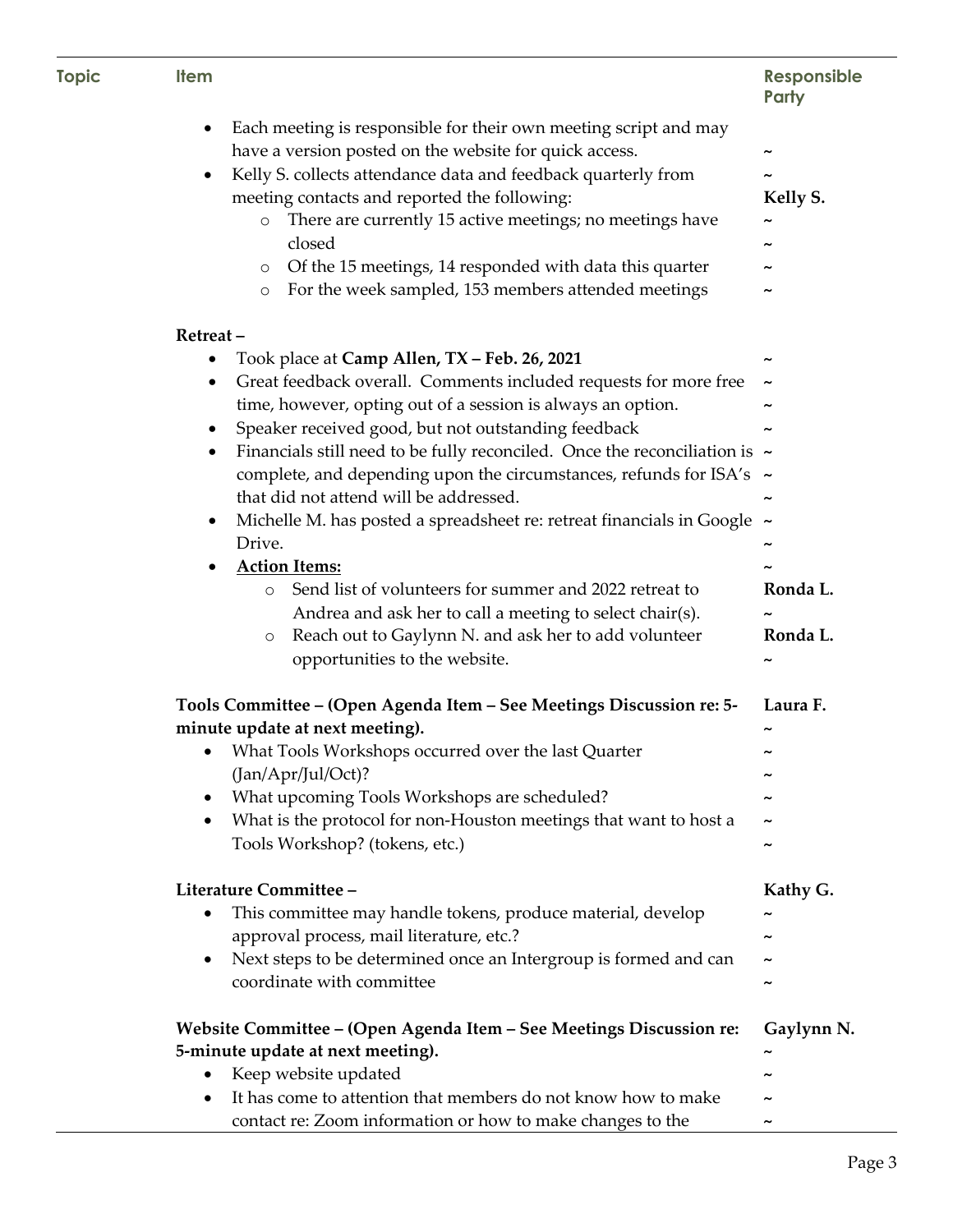| Topic | Item | Responsible Party |
|---|---|---|
| | • Each meeting is responsible for their own meeting script and may have a version posted on the website for quick access. | ~ |
| | • Kelly S. collects attendance data and feedback quarterly from meeting contacts and reported the following:<br>◦ There are currently 15 active meetings; no meetings have closed<br>◦ Of the 15 meetings, 14 responded with data this quarter<br>◦ For the week sampled, 153 members attended meetings | Kelly S. |
| | **Retreat –**<br>• Took place at **Camp Allen, TX – Feb. 26, 2021**<br>• Great feedback overall. Comments included requests for more free time, however, opting out of a session is always an option.<br>• Speaker received good, but not outstanding feedback<br>• Financials still need to be fully reconciled. Once the reconciliation is complete, and depending upon the circumstances, refunds for ISA's that did not attend will be addressed.<br>• Michelle M. has posted a spreadsheet re: retreat financials in Google Drive. | ~ |
| | • <u>**Action Items:**</u><br>◦ Send list of volunteers for summer and 2022 retreat to Andrea and ask her to call a meeting to select chair(s). | Ronda L. |
| | ◦ Reach out to Gaylynn N. and ask her to add volunteer opportunities to the website. | Ronda L. |
| | **Tools Committee – (Open Agenda Item – See Meetings Discussion re: 5-minute update at next meeting).**<br>• What Tools Workshops occurred over the last Quarter (Jan/Apr/Jul/Oct)?<br>• What upcoming Tools Workshops are scheduled?<br>• What is the protocol for non-Houston meetings that want to host a Tools Workshop? (tokens, etc.) | Laura F. |
| | **Literature Committee –**<br>• This committee may handle tokens, produce material, develop approval process, mail literature, etc.?<br>• Next steps to be determined once an Intergroup is formed and can coordinate with committee | Kathy G. |
| | **Website Committee – (Open Agenda Item – See Meetings Discussion re: 5-minute update at next meeting).**<br>• Keep website updated<br>• It has come to attention that members do not know how to make contact re: Zoom information or how to make changes to the | Gaylynn N. |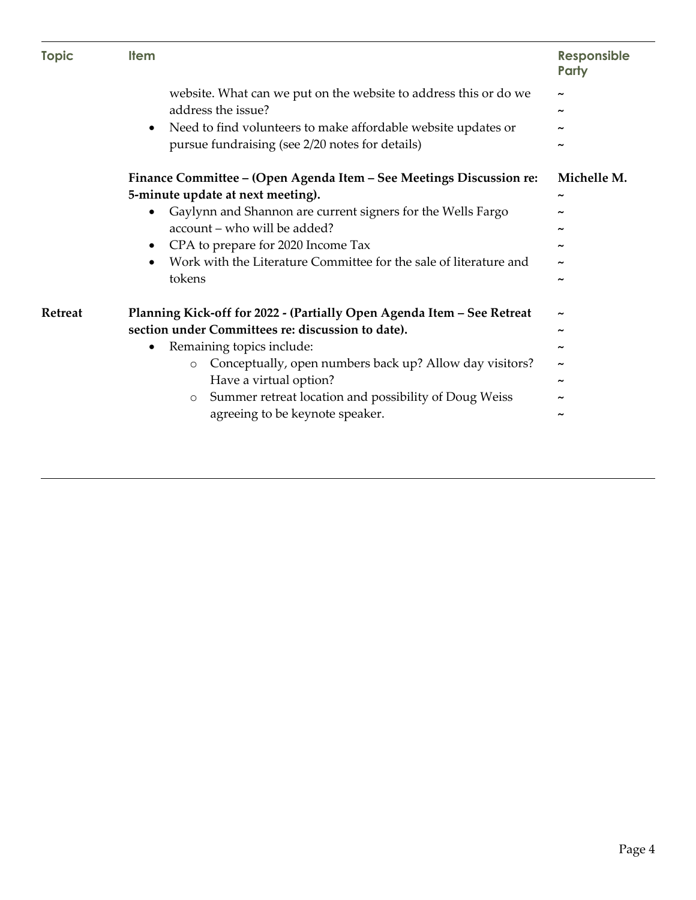| Topic | Item | Responsible Party |
|---|---|---|
| | website. What can we put on the website to address this or do we address the issue?<br>• Need to find volunteers to make affordable website updates or pursue fundraising (see 2/20 notes for details) | ~<br>~<br>~<br>~ |
| | **Finance Committee – (Open Agenda Item – See Meetings Discussion re: 5-minute update at next meeting).**<br>• Gaylynn and Shannon are current signers for the Wells Fargo account – who will be added?<br>• CPA to prepare for 2020 Income Tax<br>• Work with the Literature Committee for the sale of literature and tokens | **Michelle M.**<br>~<br>~<br>~<br>~<br>~<br>~ |
| **Retreat** | **Planning Kick-off for 2022 - (Partially Open Agenda Item – See Retreat section under Committees re: discussion to date).**<br>• Remaining topics include:<br>  ○ Conceptually, open numbers back up? Allow day visitors? Have a virtual option?<br>  ○ Summer retreat location and possibility of Doug Weiss agreeing to be keynote speaker. | ~<br>~<br>~<br>~<br>~<br>~<br>~ |